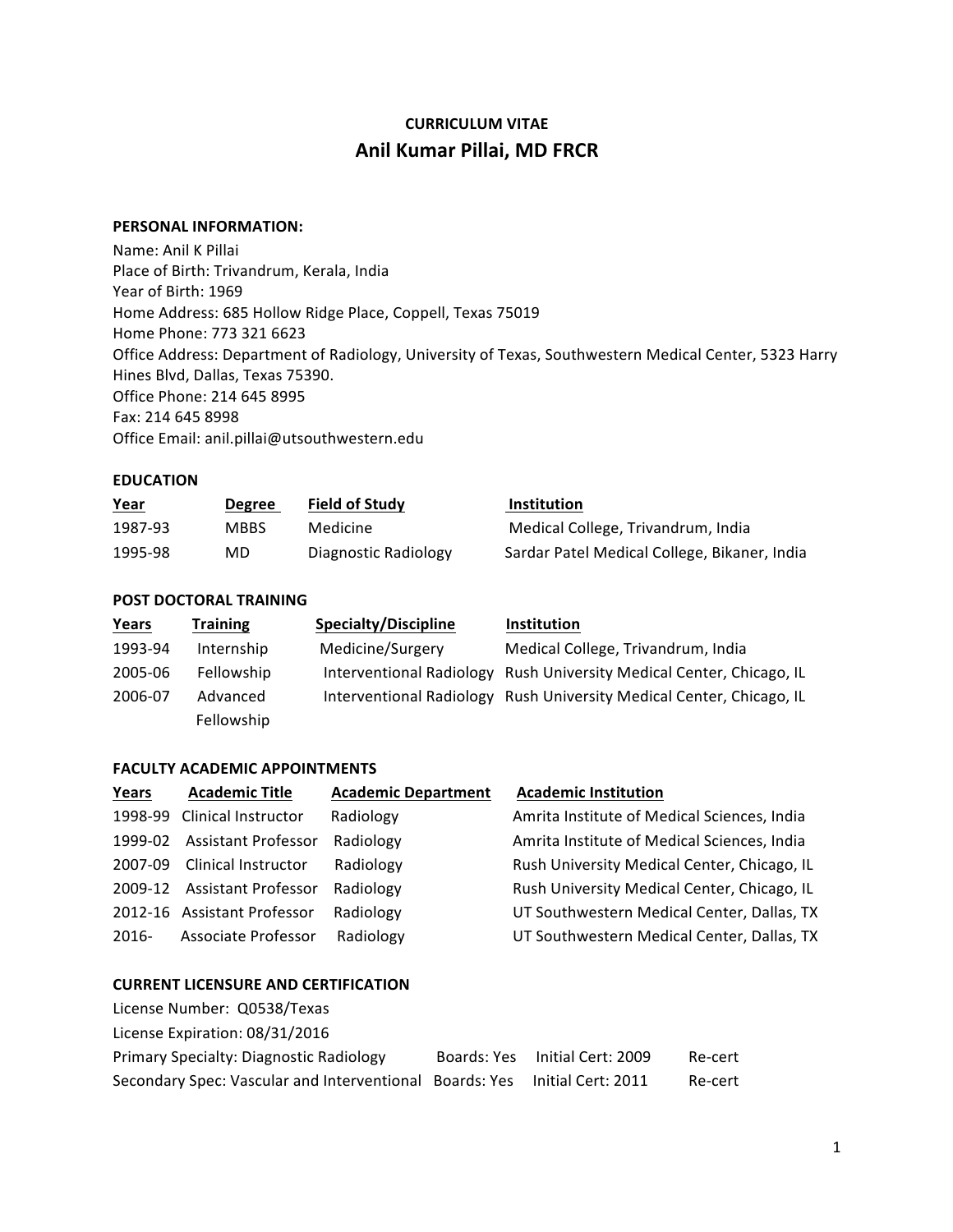# CURRICULUM VITAE
## Anil Kumar Pillai, MD FRCR

### PERSONAL INFORMATION:

Name: Anil K Pillai
Place of Birth: Trivandrum, Kerala, India
Year of Birth: 1969
Home Address: 685 Hollow Ridge Place, Coppell, Texas 75019
Home Phone: 773 321 6623
Office Address: Department of Radiology, University of Texas, Southwestern Medical Center, 5323 Harry Hines Blvd, Dallas, Texas 75390.
Office Phone: 214 645 8995
Fax: 214 645 8998
Office Email: anil.pillai@utsouthwestern.edu

### EDUCATION

| Year | Degree | Field of Study | Institution |
|---|---|---|---|
| 1987-93 | MBBS | Medicine | Medical College, Trivandrum, India |
| 1995-98 | MD | Diagnostic Radiology | Sardar Patel Medical College, Bikaner, India |

### POST DOCTORAL TRAINING

| Years | Training | Specialty/Discipline | Institution |
|---|---|---|---|
| 1993-94 | Internship | Medicine/Surgery | Medical College, Trivandrum, India |
| 2005-06 | Fellowship | Interventional Radiology | Rush University Medical Center, Chicago, IL |
| 2006-07 | Advanced Fellowship | Interventional Radiology | Rush University Medical Center, Chicago, IL |

### FACULTY ACADEMIC APPOINTMENTS

| Years | Academic Title | Academic Department | Academic Institution |
|---|---|---|---|
| 1998-99 | Clinical Instructor | Radiology | Amrita Institute of Medical Sciences, India |
| 1999-02 | Assistant Professor | Radiology | Amrita Institute of Medical Sciences, India |
| 2007-09 | Clinical Instructor | Radiology | Rush University Medical Center, Chicago, IL |
| 2009-12 | Assistant Professor | Radiology | Rush University Medical Center, Chicago, IL |
| 2012-16 | Assistant Professor | Radiology | UT Southwestern Medical Center, Dallas, TX |
| 2016- | Associate Professor | Radiology | UT Southwestern Medical Center, Dallas, TX |

### CURRENT LICENSURE AND CERTIFICATION

License Number: Q0538/Texas
License Expiration: 08/31/2016

| | | | |
|---|---|---|---|
| Primary Specialty: Diagnostic Radiology | Boards: Yes | Initial Cert: 2009 | Re-cert |
| Secondary Spec: Vascular and Interventional | Boards: Yes | Initial Cert: 2011 | Re-cert |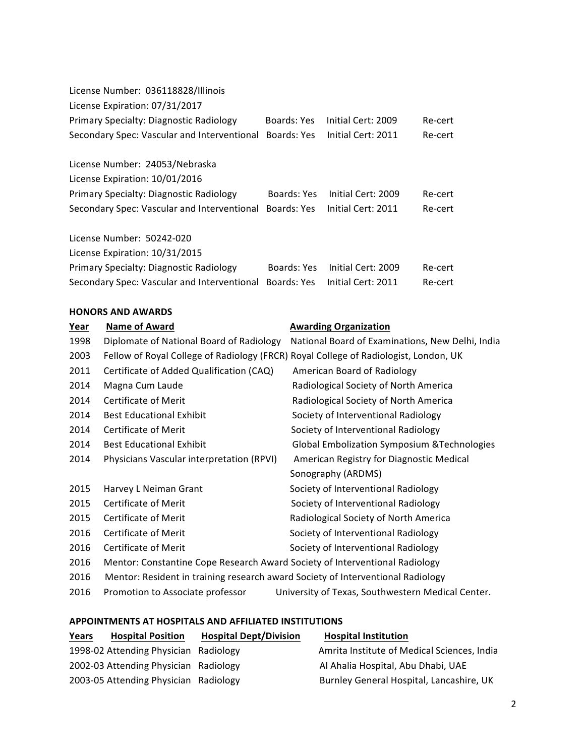License Number: 036118828/Illinois
License Expiration: 07/31/2017

| | | | |
|---|---|---|---|
| Primary Specialty: Diagnostic Radiology | Boards: Yes | Initial Cert: 2009 | Re-cert |
| Secondary Spec: Vascular and Interventional | Boards: Yes | Initial Cert: 2011 | Re-cert |

License Number: 24053/Nebraska
License Expiration: 10/01/2016

| | | | |
|---|---|---|---|
| Primary Specialty: Diagnostic Radiology | Boards: Yes | Initial Cert: 2009 | Re-cert |
| Secondary Spec: Vascular and Interventional | Boards: Yes | Initial Cert: 2011 | Re-cert |

License Number: 50242-020
License Expiration: 10/31/2015

| | | | |
|---|---|---|---|
| Primary Specialty: Diagnostic Radiology | Boards: Yes | Initial Cert: 2009 | Re-cert |
| Secondary Spec: Vascular and Interventional | Boards: Yes | Initial Cert: 2011 | Re-cert |

## HONORS AND AWARDS

| Year | Name of Award | Awarding Organization |
|---|---|---|
| 1998 | Diplomate of National Board of Radiology | National Board of Examinations, New Delhi, India |
| 2003 | Fellow of Royal College of Radiology (FRCR) | Royal College of Radiologist, London, UK |
| 2011 | Certificate of Added Qualification (CAQ) | American Board of Radiology |
| 2014 | Magna Cum Laude | Radiological Society of North America |
| 2014 | Certificate of Merit | Radiological Society of North America |
| 2014 | Best Educational Exhibit | Society of Interventional Radiology |
| 2014 | Certificate of Merit | Society of Interventional Radiology |
| 2014 | Best Educational Exhibit | Global Embolization Symposium &Technologies |
| 2014 | Physicians Vascular interpretation (RPVI) | American Registry for Diagnostic Medical Sonography (ARDMS) |
| 2015 | Harvey L Neiman Grant | Society of Interventional Radiology |
| 2015 | Certificate of Merit | Society of Interventional Radiology |
| 2015 | Certificate of Merit | Radiological Society of North America |
| 2016 | Certificate of Merit | Society of Interventional Radiology |
| 2016 | Certificate of Merit | Society of Interventional Radiology |
| 2016 | Mentor: Constantine Cope Research Award | Society of Interventional Radiology |
| 2016 | Mentor: Resident in training research award | Society of Interventional Radiology |
| 2016 | Promotion to Associate professor | University of Texas, Southwestern Medical Center. |

## APPOINTMENTS AT HOSPITALS AND AFFILIATED INSTITUTIONS

| Years | Hospital Position | Hospital Dept/Division | Hospital Institution |
|---|---|---|---|
| 1998-02 | Attending Physician | Radiology | Amrita Institute of Medical Sciences, India |
| 2002-03 | Attending Physician | Radiology | Al Ahalia Hospital, Abu Dhabi, UAE |
| 2003-05 | Attending Physician | Radiology | Burnley General Hospital, Lancashire, UK |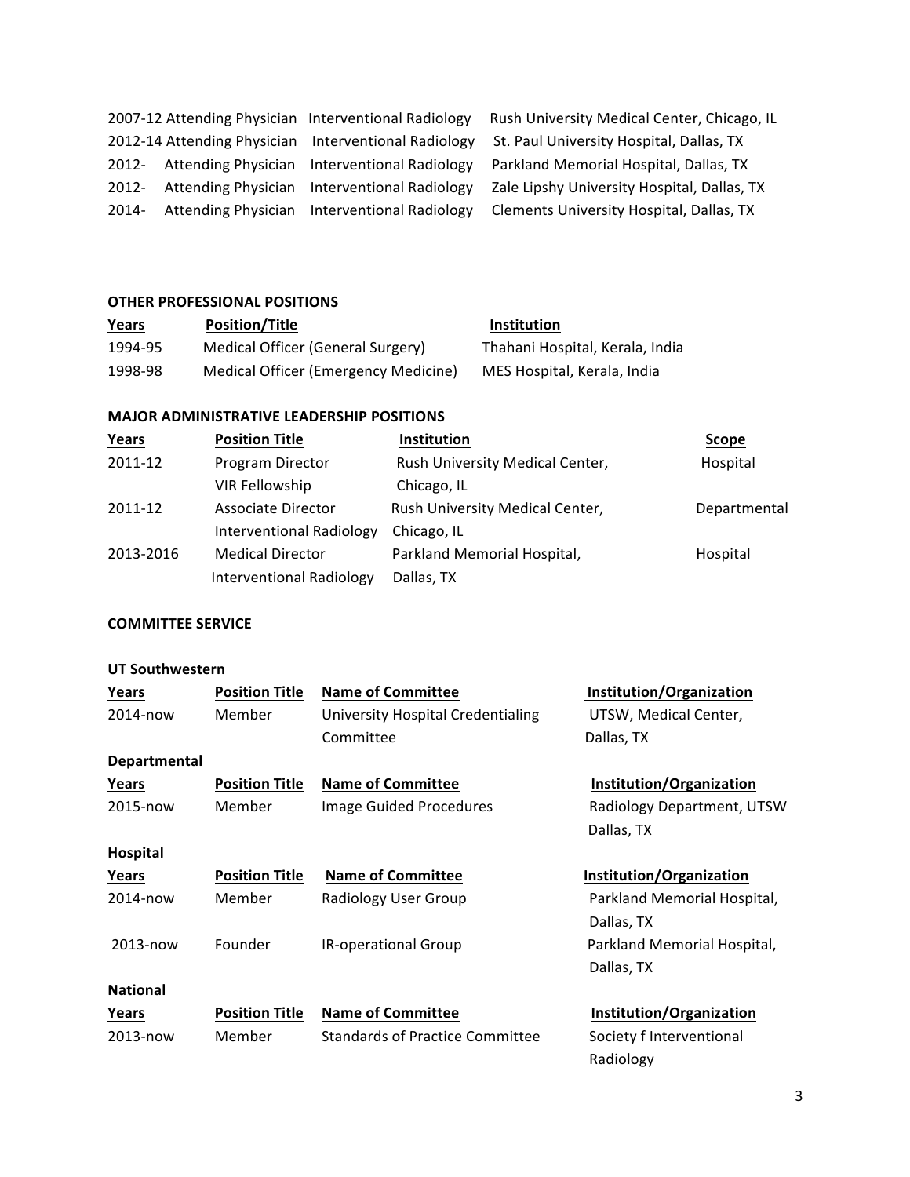| | | | |
|---|---|---|---|
| 2007-12 | Attending Physician | Interventional Radiology | Rush University Medical Center, Chicago, IL |
| 2012-14 | Attending Physician | Interventional Radiology | St. Paul University Hospital, Dallas, TX |
| 2012- | Attending Physician | Interventional Radiology | Parkland Memorial Hospital, Dallas, TX |
| 2012- | Attending Physician | Interventional Radiology | Zale Lipshy University Hospital, Dallas, TX |
| 2014- | Attending Physician | Interventional Radiology | Clements University Hospital, Dallas, TX |

**OTHER PROFESSIONAL POSITIONS**

| Years | Position/Title | Institution |
|---|---|---|
| 1994-95 | Medical Officer (General Surgery) | Thahani Hospital, Kerala, India |
| 1998-98 | Medical Officer (Emergency Medicine) | MES Hospital, Kerala, India |

**MAJOR ADMINISTRATIVE LEADERSHIP POSITIONS**

| Years | Position Title | Institution | Scope |
|---|---|---|---|
| 2011-12 | Program Director VIR Fellowship | Rush University Medical Center, Chicago, IL | Hospital |
| 2011-12 | Associate Director Interventional Radiology | Rush University Medical Center, Chicago, IL | Departmental |
| 2013-2016 | Medical Director Interventional Radiology | Parkland Memorial Hospital, Dallas, TX | Hospital |

**COMMITTEE SERVICE**

**UT Southwestern**

| Years | Position Title | Name of Committee | Institution/Organization |
|---|---|---|---|
| 2014-now | Member | University Hospital Credentialing Committee | UTSW, Medical Center, Dallas, TX |

**Departmental**

| Years | Position Title | Name of Committee | Institution/Organization |
|---|---|---|---|
| 2015-now | Member | Image Guided Procedures | Radiology Department, UTSW Dallas, TX |

**Hospital**

| Years | Position Title | Name of Committee | Institution/Organization |
|---|---|---|---|
| 2014-now | Member | Radiology User Group | Parkland Memorial Hospital, Dallas, TX |
| 2013-now | Founder | IR-operational Group | Parkland Memorial Hospital, Dallas, TX |

**National**

| Years | Position Title | Name of Committee | Institution/Organization |
|---|---|---|---|
| 2013-now | Member | Standards of Practice Committee | Society f Interventional Radiology |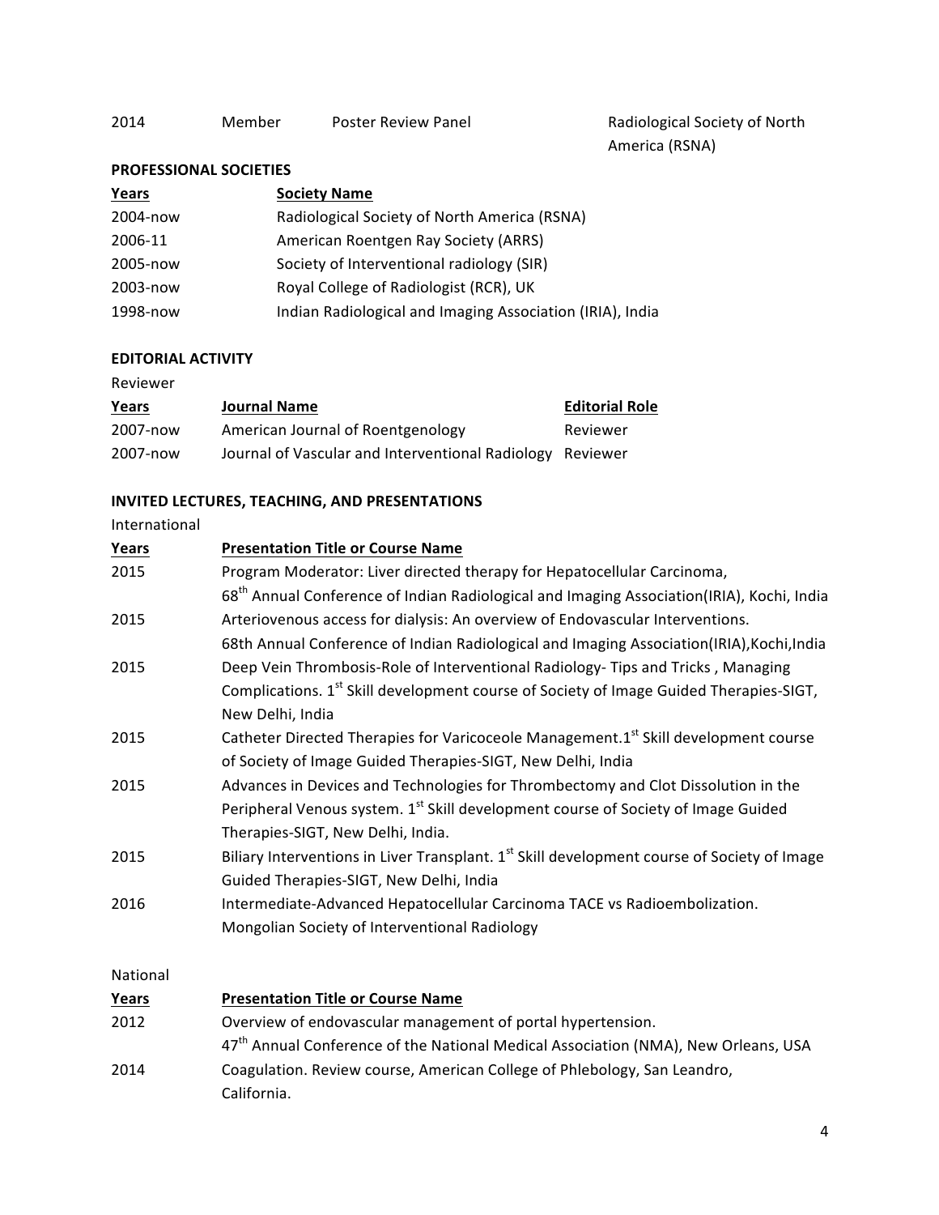| 2014 | Member | Poster Review Panel | Radiological Society of North America (RSNA) |
|---|---|---|---|

**PROFESSIONAL SOCIETIES**

| Years | Society Name |
|---|---|
| 2004-now | Radiological Society of North America (RSNA) |
| 2006-11 | American Roentgen Ray Society (ARRS) |
| 2005-now | Society of Interventional radiology (SIR) |
| 2003-now | Royal College of Radiologist (RCR), UK |
| 1998-now | Indian Radiological and Imaging Association (IRIA), India |

**EDITORIAL ACTIVITY**

Reviewer

| Years | Journal Name | Editorial Role |
|---|---|---|
| 2007-now | American Journal of Roentgenology | Reviewer |
| 2007-now | Journal of Vascular and Interventional Radiology | Reviewer |

**INVITED LECTURES, TEACHING, AND PRESENTATIONS**

International

| Years | Presentation Title or Course Name |
|---|---|
| 2015 | Program Moderator: Liver directed therapy for Hepatocellular Carcinoma, 68th Annual Conference of Indian Radiological and Imaging Association(IRIA), Kochi, India |
| 2015 | Arteriovenous access for dialysis: An overview of Endovascular Interventions. 68th Annual Conference of Indian Radiological and Imaging Association(IRIA),Kochi,India |
| 2015 | Deep Vein Thrombosis-Role of Interventional Radiology- Tips and Tricks , Managing Complications. 1st Skill development course of Society of Image Guided Therapies-SIGT, New Delhi, India |
| 2015 | Catheter Directed Therapies for Varicoceole Management.1st Skill development course of Society of Image Guided Therapies-SIGT, New Delhi, India |
| 2015 | Advances in Devices and Technologies for Thrombectomy and Clot Dissolution in the Peripheral Venous system. 1st Skill development course of Society of Image Guided Therapies-SIGT, New Delhi, India. |
| 2015 | Biliary Interventions in Liver Transplant. 1st Skill development course of Society of Image Guided Therapies-SIGT, New Delhi, India |
| 2016 | Intermediate-Advanced Hepatocellular Carcinoma TACE vs Radioembolization. Mongolian Society of Interventional Radiology |

National

| Years | Presentation Title or Course Name |
|---|---|
| 2012 | Overview of endovascular management of portal hypertension. 47th Annual Conference of the National Medical Association (NMA), New Orleans, USA |
| 2014 | Coagulation. Review course, American College of Phlebology, San Leandro, California. |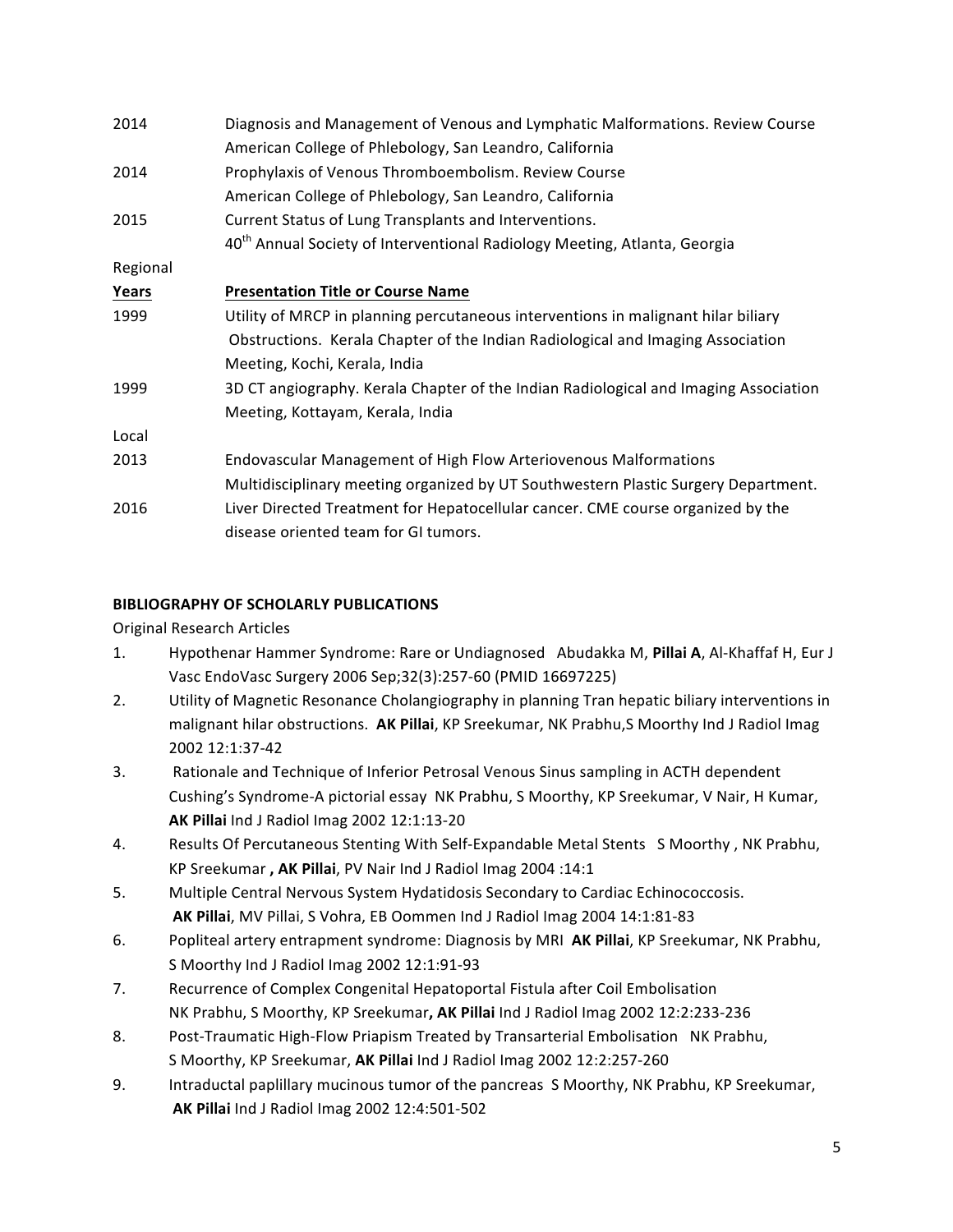| | |
|---|---|
| 2014 | Diagnosis and Management of Venous and Lymphatic Malformations. Review Course<br>American College of Phlebology, San Leandro, California |
| 2014 | Prophylaxis of Venous Thromboembolism. Review Course<br>American College of Phlebology, San Leandro, California |
| 2015 | Current Status of Lung Transplants and Interventions.<br>40th Annual Society of Interventional Radiology Meeting, Atlanta, Georgia |

Regional

| **Years** | **Presentation Title or Course Name** |
|---|---|
| 1999 | Utility of MRCP in planning percutaneous interventions in malignant hilar biliary Obstructions. Kerala Chapter of the Indian Radiological and Imaging Association Meeting, Kochi, Kerala, India |
| 1999 | 3D CT angiography. Kerala Chapter of the Indian Radiological and Imaging Association Meeting, Kottayam, Kerala, India |

Local

| | |
|---|---|
| 2013 | Endovascular Management of High Flow Arteriovenous Malformations<br>Multidisciplinary meeting organized by UT Southwestern Plastic Surgery Department. |
| 2016 | Liver Directed Treatment for Hepatocellular cancer. CME course organized by the disease oriented team for GI tumors. |

**BIBLIOGRAPHY OF SCHOLARLY PUBLICATIONS**

Original Research Articles

1. Hypothenar Hammer Syndrome: Rare or Undiagnosed Abudakka M, **Pillai A**, Al-Khaffaf H, Eur J Vasc EndoVasc Surgery 2006 Sep;32(3):257-60 (PMID 16697225)
2. Utility of Magnetic Resonance Cholangiography in planning Tran hepatic biliary interventions in malignant hilar obstructions. **AK Pillai**, KP Sreekumar, NK Prabhu,S Moorthy Ind J Radiol Imag 2002 12:1:37-42
3. Rationale and Technique of Inferior Petrosal Venous Sinus sampling in ACTH dependent Cushing's Syndrome-A pictorial essay NK Prabhu, S Moorthy, KP Sreekumar, V Nair, H Kumar, **AK Pillai** Ind J Radiol Imag 2002 12:1:13-20
4. Results Of Percutaneous Stenting With Self-Expandable Metal Stents S Moorthy , NK Prabhu, KP Sreekumar **, AK Pillai**, PV Nair Ind J Radiol Imag 2004 :14:1
5. Multiple Central Nervous System Hydatidosis Secondary to Cardiac Echinococcosis. **AK Pillai**, MV Pillai, S Vohra, EB Oommen Ind J Radiol Imag 2004 14:1:81-83
6. Popliteal artery entrapment syndrome: Diagnosis by MRI **AK Pillai**, KP Sreekumar, NK Prabhu, S Moorthy Ind J Radiol Imag 2002 12:1:91-93
7. Recurrence of Complex Congenital Hepatoportal Fistula after Coil Embolisation NK Prabhu, S Moorthy, KP Sreekumar**, AK Pillai** Ind J Radiol Imag 2002 12:2:233-236
8. Post-Traumatic High-Flow Priapism Treated by Transarterial Embolisation NK Prabhu, S Moorthy, KP Sreekumar, **AK Pillai** Ind J Radiol Imag 2002 12:2:257-260
9. Intraductal paplillary mucinous tumor of the pancreas S Moorthy, NK Prabhu, KP Sreekumar, **AK Pillai** Ind J Radiol Imag 2002 12:4:501-502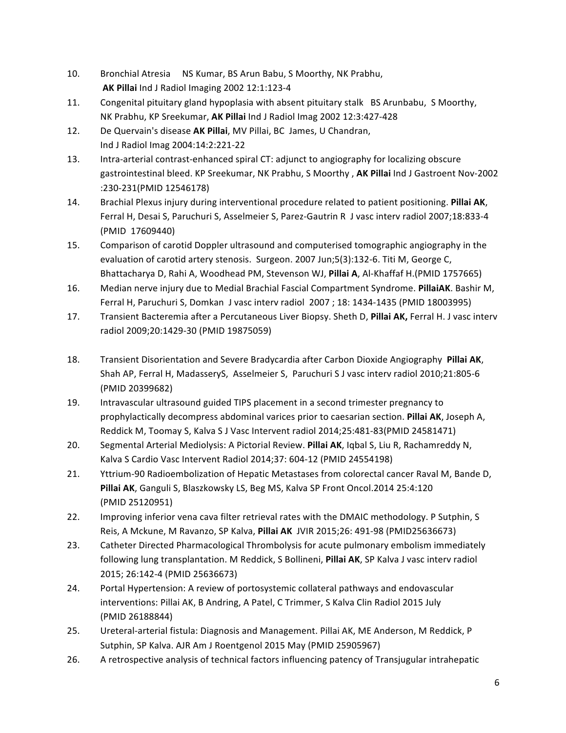10. Bronchial Atresia NS Kumar, BS Arun Babu, S Moorthy, NK Prabhu, **AK Pillai** Ind J Radiol Imaging 2002 12:1:123-4
11. Congenital pituitary gland hypoplasia with absent pituitary stalk BS Arunbabu, S Moorthy, NK Prabhu, KP Sreekumar, **AK Pillai** Ind J Radiol Imag 2002 12:3:427-428
12. De Quervain's disease **AK Pillai**, MV Pillai, BC James, U Chandran, Ind J Radiol Imag 2004:14:2:221-22
13. Intra-arterial contrast-enhanced spiral CT: adjunct to angiography for localizing obscure gastrointestinal bleed. KP Sreekumar, NK Prabhu, S Moorthy , **AK Pillai** Ind J Gastroent Nov-2002 :230-231(PMID 12546178)
14. Brachial Plexus injury during interventional procedure related to patient positioning. **Pillai AK**, Ferral H, Desai S, Paruchuri S, Asselmeier S, Parez-Gautrin R J vasc interv radiol 2007;18:833-4 (PMID 17609440)
15. Comparison of carotid Doppler ultrasound and computerised tomographic angiography in the evaluation of carotid artery stenosis. Surgeon. 2007 Jun;5(3):132-6. Titi M, George C, Bhattacharya D, Rahi A, Woodhead PM, Stevenson WJ, **Pillai A**, Al-Khaffaf H.(PMID 1757665)
16. Median nerve injury due to Medial Brachial Fascial Compartment Syndrome. **PillaiAK**. Bashir M, Ferral H, Paruchuri S, Domkan J vasc interv radiol 2007 ; 18: 1434-1435 (PMID 18003995)
17. Transient Bacteremia after a Percutaneous Liver Biopsy. Sheth D, **Pillai AK,** Ferral H. J vasc interv radiol 2009;20:1429-30 (PMID 19875059)
18. Transient Disorientation and Severe Bradycardia after Carbon Dioxide Angiography **Pillai AK**, Shah AP, Ferral H, MadasseryS, Asselmeier S, Paruchuri S J vasc interv radiol 2010;21:805-6 (PMID 20399682)
19. Intravascular ultrasound guided TIPS placement in a second trimester pregnancy to prophylactically decompress abdominal varices prior to caesarian section. **Pillai AK**, Joseph A, Reddick M, Toomay S, Kalva S J Vasc Intervent radiol 2014;25:481-83(PMID 24581471)
20. Segmental Arterial Mediolysis: A Pictorial Review. **Pillai AK**, Iqbal S, Liu R, Rachamreddy N, Kalva S Cardio Vasc Intervent Radiol 2014;37: 604-12 (PMID 24554198)
21. Yttrium-90 Radioembolization of Hepatic Metastases from colorectal cancer Raval M, Bande D, **Pillai AK**, Ganguli S, Blaszkowsky LS, Beg MS, Kalva SP Front Oncol.2014 25:4:120 (PMID 25120951)
22. Improving inferior vena cava filter retrieval rates with the DMAIC methodology. P Sutphin, S Reis, A Mckune, M Ravanzo, SP Kalva, **Pillai AK** JVIR 2015;26: 491-98 (PMID25636673)
23. Catheter Directed Pharmacological Thrombolysis for acute pulmonary embolism immediately following lung transplantation. M Reddick, S Bollineni, **Pillai AK**, SP Kalva J vasc interv radiol 2015; 26:142-4 (PMID 25636673)
24. Portal Hypertension: A review of portosystemic collateral pathways and endovascular interventions: Pillai AK, B Andring, A Patel, C Trimmer, S Kalva Clin Radiol 2015 July (PMID 26188844)
25. Ureteral-arterial fistula: Diagnosis and Management. Pillai AK, ME Anderson, M Reddick, P Sutphin, SP Kalva. AJR Am J Roentgenol 2015 May (PMID 25905967)
26. A retrospective analysis of technical factors influencing patency of Transjugular intrahepatic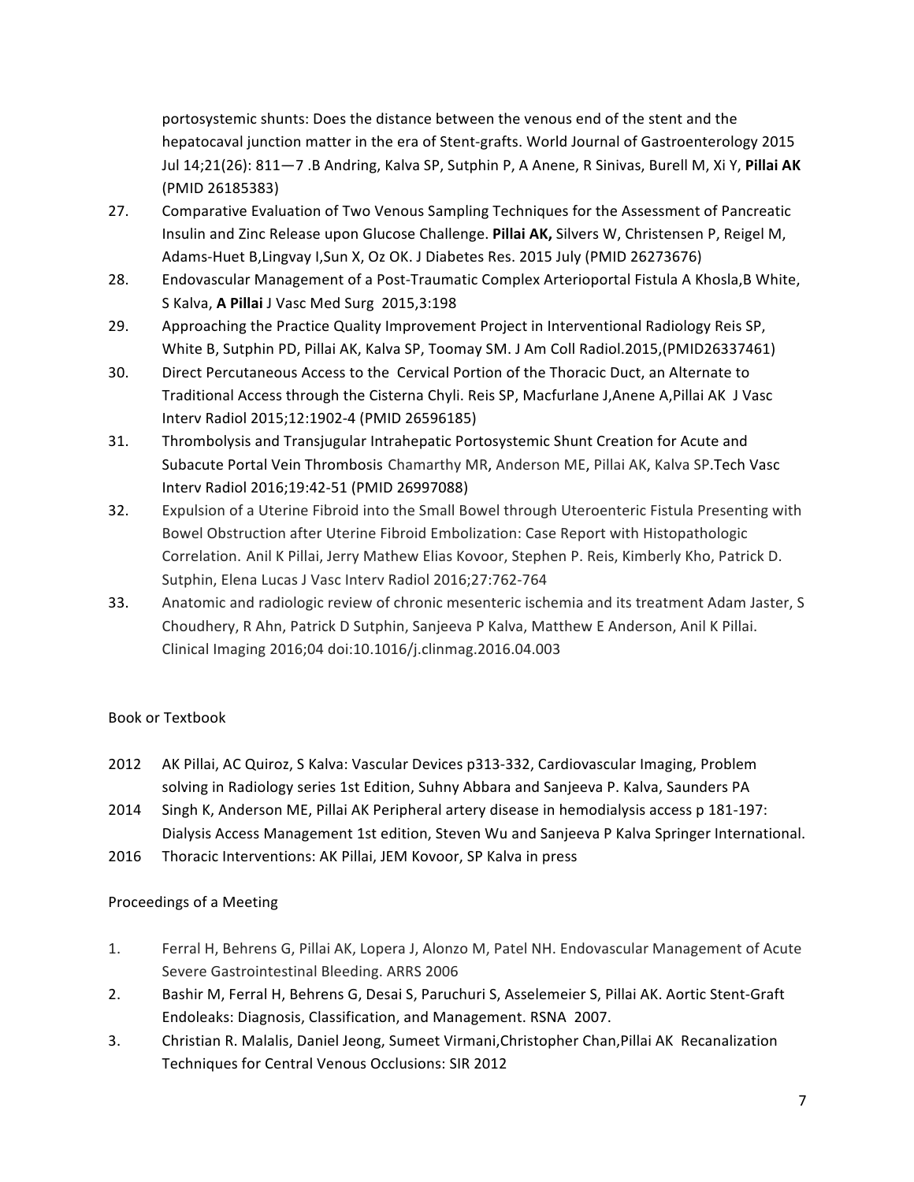portosystemic shunts: Does the distance between the venous end of the stent and the hepatocaval junction matter in the era of Stent-grafts. World Journal of Gastroenterology 2015 Jul 14;21(26): 811—7 .B Andring, Kalva SP, Sutphin P, A Anene, R Sinivas, Burell M, Xi Y, **Pillai AK** (PMID 26185383)

27. Comparative Evaluation of Two Venous Sampling Techniques for the Assessment of Pancreatic Insulin and Zinc Release upon Glucose Challenge. **Pillai AK,** Silvers W, Christensen P, Reigel M, Adams-Huet B,Lingvay I,Sun X, Oz OK. J Diabetes Res. 2015 July (PMID 26273676)
28. Endovascular Management of a Post-Traumatic Complex Arterioportal Fistula A Khosla,B White, S Kalva, **A Pillai** J Vasc Med Surg 2015,3:198
29. Approaching the Practice Quality Improvement Project in Interventional Radiology Reis SP, White B, Sutphin PD, Pillai AK, Kalva SP, Toomay SM. J Am Coll Radiol.2015,(PMID26337461)
30. Direct Percutaneous Access to the Cervical Portion of the Thoracic Duct, an Alternate to Traditional Access through the Cisterna Chyli. Reis SP, Macfurlane J,Anene A,Pillai AK J Vasc Interv Radiol 2015;12:1902-4 (PMID 26596185)
31. Thrombolysis and Transjugular Intrahepatic Portosystemic Shunt Creation for Acute and Subacute Portal Vein Thrombosis Chamarthy MR, Anderson ME, Pillai AK, Kalva SP.Tech Vasc Interv Radiol 2016;19:42-51 (PMID 26997088)
32. Expulsion of a Uterine Fibroid into the Small Bowel through Uteroenteric Fistula Presenting with Bowel Obstruction after Uterine Fibroid Embolization: Case Report with Histopathologic Correlation. Anil K Pillai, Jerry Mathew Elias Kovoor, Stephen P. Reis, Kimberly Kho, Patrick D. Sutphin, Elena Lucas J Vasc Interv Radiol 2016;27:762-764
33. Anatomic and radiologic review of chronic mesenteric ischemia and its treatment Adam Jaster, S Choudhery, R Ahn, Patrick D Sutphin, Sanjeeva P Kalva, Matthew E Anderson, Anil K Pillai. Clinical Imaging 2016;04 doi:10.1016/j.clinmag.2016.04.003

Book or Textbook

2012 AK Pillai, AC Quiroz, S Kalva: Vascular Devices p313-332, Cardiovascular Imaging, Problem solving in Radiology series 1st Edition, Suhny Abbara and Sanjeeva P. Kalva, Saunders PA

2014 Singh K, Anderson ME, Pillai AK Peripheral artery disease in hemodialysis access p 181-197: Dialysis Access Management 1st edition, Steven Wu and Sanjeeva P Kalva Springer International.

2016 Thoracic Interventions: AK Pillai, JEM Kovoor, SP Kalva in press

Proceedings of a Meeting

1. Ferral H, Behrens G, Pillai AK, Lopera J, Alonzo M, Patel NH. Endovascular Management of Acute Severe Gastrointestinal Bleeding. ARRS 2006
2. Bashir M, Ferral H, Behrens G, Desai S, Paruchuri S, Asselemeier S, Pillai AK. Aortic Stent-Graft Endoleaks: Diagnosis, Classification, and Management. RSNA 2007.
3. Christian R. Malalis, Daniel Jeong, Sumeet Virmani,Christopher Chan,Pillai AK Recanalization Techniques for Central Venous Occlusions: SIR 2012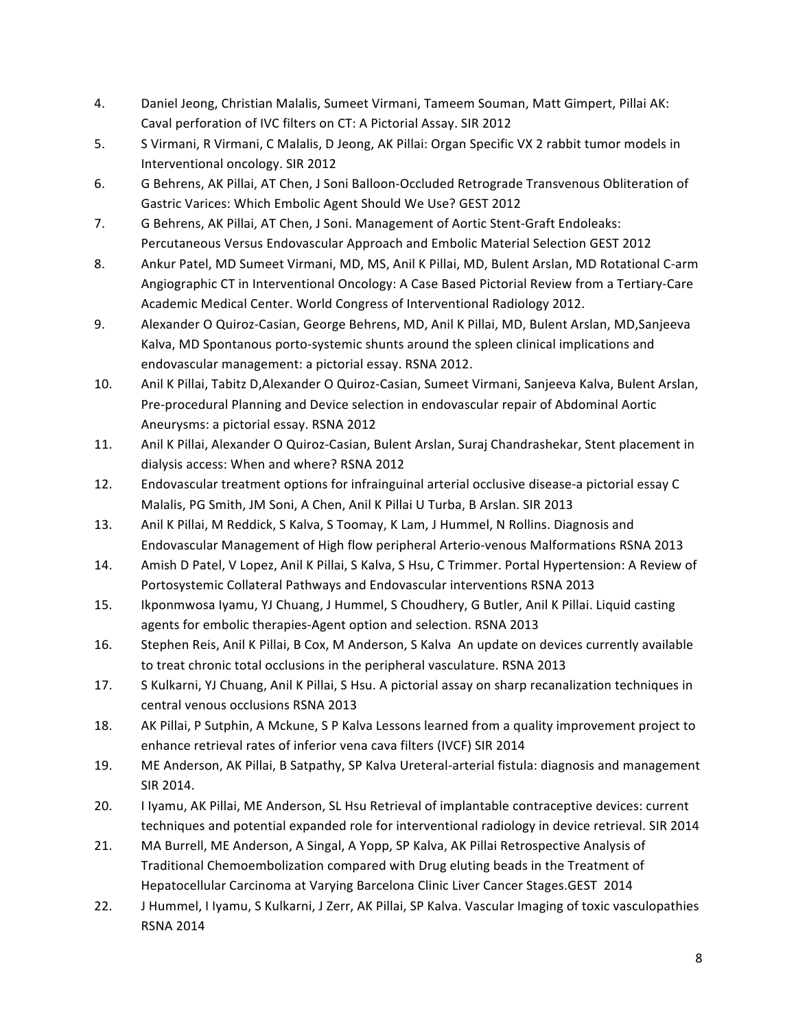4. Daniel Jeong, Christian Malalis, Sumeet Virmani, Tameem Souman, Matt Gimpert, Pillai AK: Caval perforation of IVC filters on CT: A Pictorial Assay. SIR 2012
5. S Virmani, R Virmani, C Malalis, D Jeong, AK Pillai: Organ Specific VX 2 rabbit tumor models in Interventional oncology. SIR 2012
6. G Behrens, AK Pillai, AT Chen, J Soni Balloon-Occluded Retrograde Transvenous Obliteration of Gastric Varices: Which Embolic Agent Should We Use? GEST 2012
7. G Behrens, AK Pillai, AT Chen, J Soni. Management of Aortic Stent-Graft Endoleaks: Percutaneous Versus Endovascular Approach and Embolic Material Selection GEST 2012
8. Ankur Patel, MD Sumeet Virmani, MD, MS, Anil K Pillai, MD, Bulent Arslan, MD Rotational C-arm Angiographic CT in Interventional Oncology: A Case Based Pictorial Review from a Tertiary-Care Academic Medical Center. World Congress of Interventional Radiology 2012.
9. Alexander O Quiroz-Casian, George Behrens, MD, Anil K Pillai, MD, Bulent Arslan, MD,Sanjeeva Kalva, MD Spontanous porto-systemic shunts around the spleen clinical implications and endovascular management: a pictorial essay. RSNA 2012.
10. Anil K Pillai, Tabitz D,Alexander O Quiroz-Casian, Sumeet Virmani, Sanjeeva Kalva, Bulent Arslan, Pre-procedural Planning and Device selection in endovascular repair of Abdominal Aortic Aneurysms: a pictorial essay. RSNA 2012
11. Anil K Pillai, Alexander O Quiroz-Casian, Bulent Arslan, Suraj Chandrashekar, Stent placement in dialysis access: When and where? RSNA 2012
12. Endovascular treatment options for infrainguinal arterial occlusive disease-a pictorial essay C Malalis, PG Smith, JM Soni, A Chen, Anil K Pillai U Turba, B Arslan. SIR 2013
13. Anil K Pillai, M Reddick, S Kalva, S Toomay, K Lam, J Hummel, N Rollins. Diagnosis and Endovascular Management of High flow peripheral Arterio-venous Malformations RSNA 2013
14. Amish D Patel, V Lopez, Anil K Pillai, S Kalva, S Hsu, C Trimmer. Portal Hypertension: A Review of Portosystemic Collateral Pathways and Endovascular interventions RSNA 2013
15. Ikponmwosa Iyamu, YJ Chuang, J Hummel, S Choudhery, G Butler, Anil K Pillai. Liquid casting agents for embolic therapies-Agent option and selection. RSNA 2013
16. Stephen Reis, Anil K Pillai, B Cox, M Anderson, S Kalva An update on devices currently available to treat chronic total occlusions in the peripheral vasculature. RSNA 2013
17. S Kulkarni, YJ Chuang, Anil K Pillai, S Hsu. A pictorial assay on sharp recanalization techniques in central venous occlusions RSNA 2013
18. AK Pillai, P Sutphin, A Mckune, S P Kalva Lessons learned from a quality improvement project to enhance retrieval rates of inferior vena cava filters (IVCF) SIR 2014
19. ME Anderson, AK Pillai, B Satpathy, SP Kalva Ureteral-arterial fistula: diagnosis and management SIR 2014.
20. I Iyamu, AK Pillai, ME Anderson, SL Hsu Retrieval of implantable contraceptive devices: current techniques and potential expanded role for interventional radiology in device retrieval. SIR 2014
21. MA Burrell, ME Anderson, A Singal, A Yopp, SP Kalva, AK Pillai Retrospective Analysis of Traditional Chemoembolization compared with Drug eluting beads in the Treatment of Hepatocellular Carcinoma at Varying Barcelona Clinic Liver Cancer Stages.GEST 2014
22. J Hummel, I Iyamu, S Kulkarni, J Zerr, AK Pillai, SP Kalva. Vascular Imaging of toxic vasculopathies RSNA 2014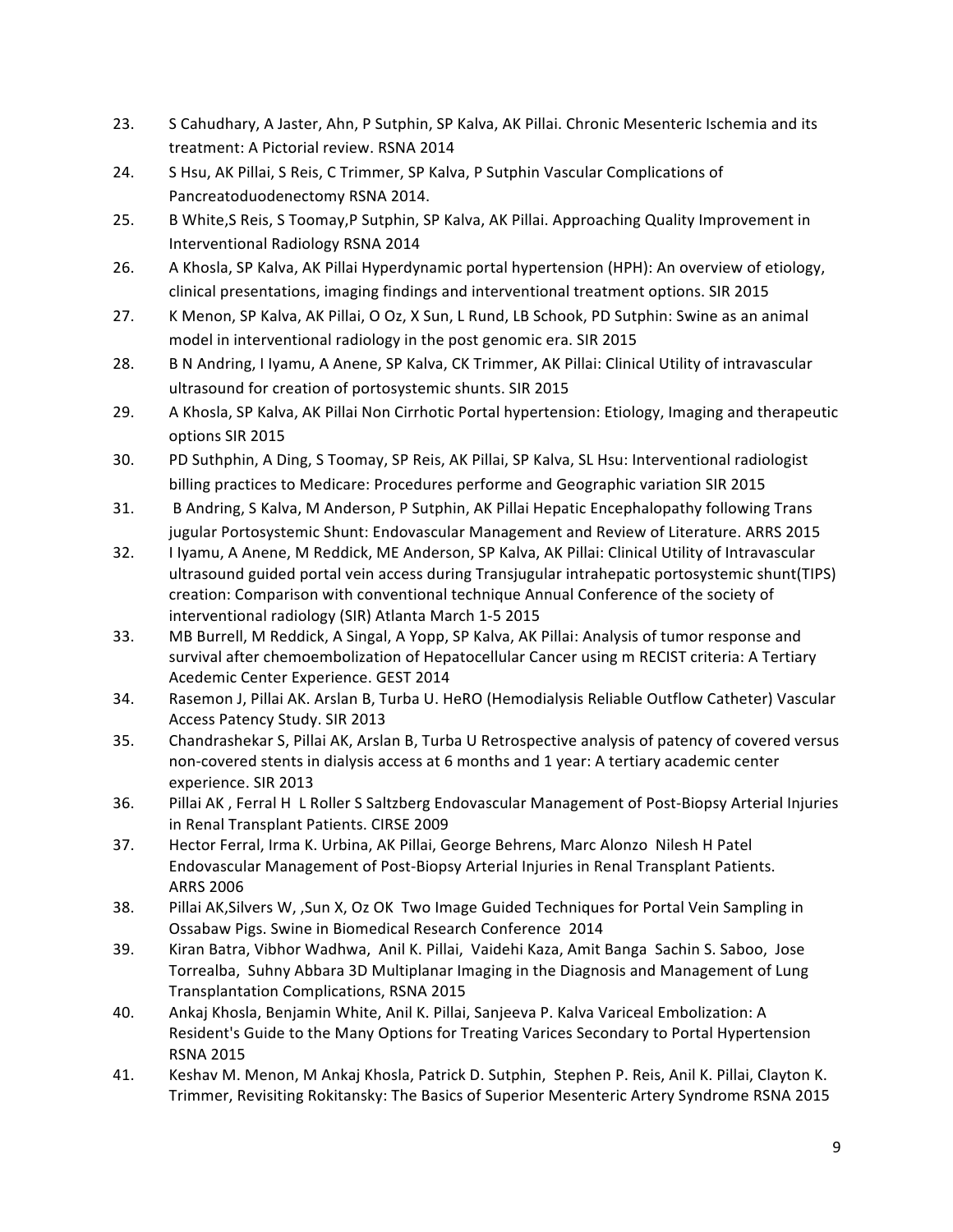23. S Cahudhary, A Jaster, Ahn, P Sutphin, SP Kalva, AK Pillai. Chronic Mesenteric Ischemia and its treatment: A Pictorial review. RSNA 2014
24. S Hsu, AK Pillai, S Reis, C Trimmer, SP Kalva, P Sutphin Vascular Complications of Pancreatoduodenectomy RSNA 2014.
25. B White,S Reis, S Toomay,P Sutphin, SP Kalva, AK Pillai. Approaching Quality Improvement in Interventional Radiology RSNA 2014
26. A Khosla, SP Kalva, AK Pillai Hyperdynamic portal hypertension (HPH): An overview of etiology, clinical presentations, imaging findings and interventional treatment options. SIR 2015
27. K Menon, SP Kalva, AK Pillai, O Oz, X Sun, L Rund, LB Schook, PD Sutphin: Swine as an animal model in interventional radiology in the post genomic era. SIR 2015
28. B N Andring, I Iyamu, A Anene, SP Kalva, CK Trimmer, AK Pillai: Clinical Utility of intravascular ultrasound for creation of portosystemic shunts. SIR 2015
29. A Khosla, SP Kalva, AK Pillai Non Cirrhotic Portal hypertension: Etiology, Imaging and therapeutic options SIR 2015
30. PD Suthphin, A Ding, S Toomay, SP Reis, AK Pillai, SP Kalva, SL Hsu: Interventional radiologist billing practices to Medicare: Procedures performe and Geographic variation SIR 2015
31. B Andring, S Kalva, M Anderson, P Sutphin, AK Pillai Hepatic Encephalopathy following Trans jugular Portosystemic Shunt: Endovascular Management and Review of Literature. ARRS 2015
32. I Iyamu, A Anene, M Reddick, ME Anderson, SP Kalva, AK Pillai: Clinical Utility of Intravascular ultrasound guided portal vein access during Transjugular intrahepatic portosystemic shunt(TIPS) creation: Comparison with conventional technique Annual Conference of the society of interventional radiology (SIR) Atlanta March 1-5 2015
33. MB Burrell, M Reddick, A Singal, A Yopp, SP Kalva, AK Pillai: Analysis of tumor response and survival after chemoembolization of Hepatocellular Cancer using m RECIST criteria: A Tertiary Acedemic Center Experience. GEST 2014
34. Rasemon J, Pillai AK. Arslan B, Turba U. HeRO (Hemodialysis Reliable Outflow Catheter) Vascular Access Patency Study. SIR 2013
35. Chandrashekar S, Pillai AK, Arslan B, Turba U Retrospective analysis of patency of covered versus non-covered stents in dialysis access at 6 months and 1 year: A tertiary academic center experience. SIR 2013
36. Pillai AK , Ferral H L Roller S Saltzberg Endovascular Management of Post-Biopsy Arterial Injuries in Renal Transplant Patients. CIRSE 2009
37. Hector Ferral, Irma K. Urbina, AK Pillai, George Behrens, Marc Alonzo Nilesh H Patel Endovascular Management of Post-Biopsy Arterial Injuries in Renal Transplant Patients. ARRS 2006
38. Pillai AK,Silvers W, ,Sun X, Oz OK Two Image Guided Techniques for Portal Vein Sampling in Ossabaw Pigs. Swine in Biomedical Research Conference 2014
39. Kiran Batra, Vibhor Wadhwa, Anil K. Pillai, Vaidehi Kaza, Amit Banga Sachin S. Saboo, Jose Torrealba, Suhny Abbara 3D Multiplanar Imaging in the Diagnosis and Management of Lung Transplantation Complications, RSNA 2015
40. Ankaj Khosla, Benjamin White, Anil K. Pillai, Sanjeeva P. Kalva Variceal Embolization: A Resident's Guide to the Many Options for Treating Varices Secondary to Portal Hypertension RSNA 2015
41. Keshav M. Menon, M Ankaj Khosla, Patrick D. Sutphin, Stephen P. Reis, Anil K. Pillai, Clayton K. Trimmer, Revisiting Rokitansky: The Basics of Superior Mesenteric Artery Syndrome RSNA 2015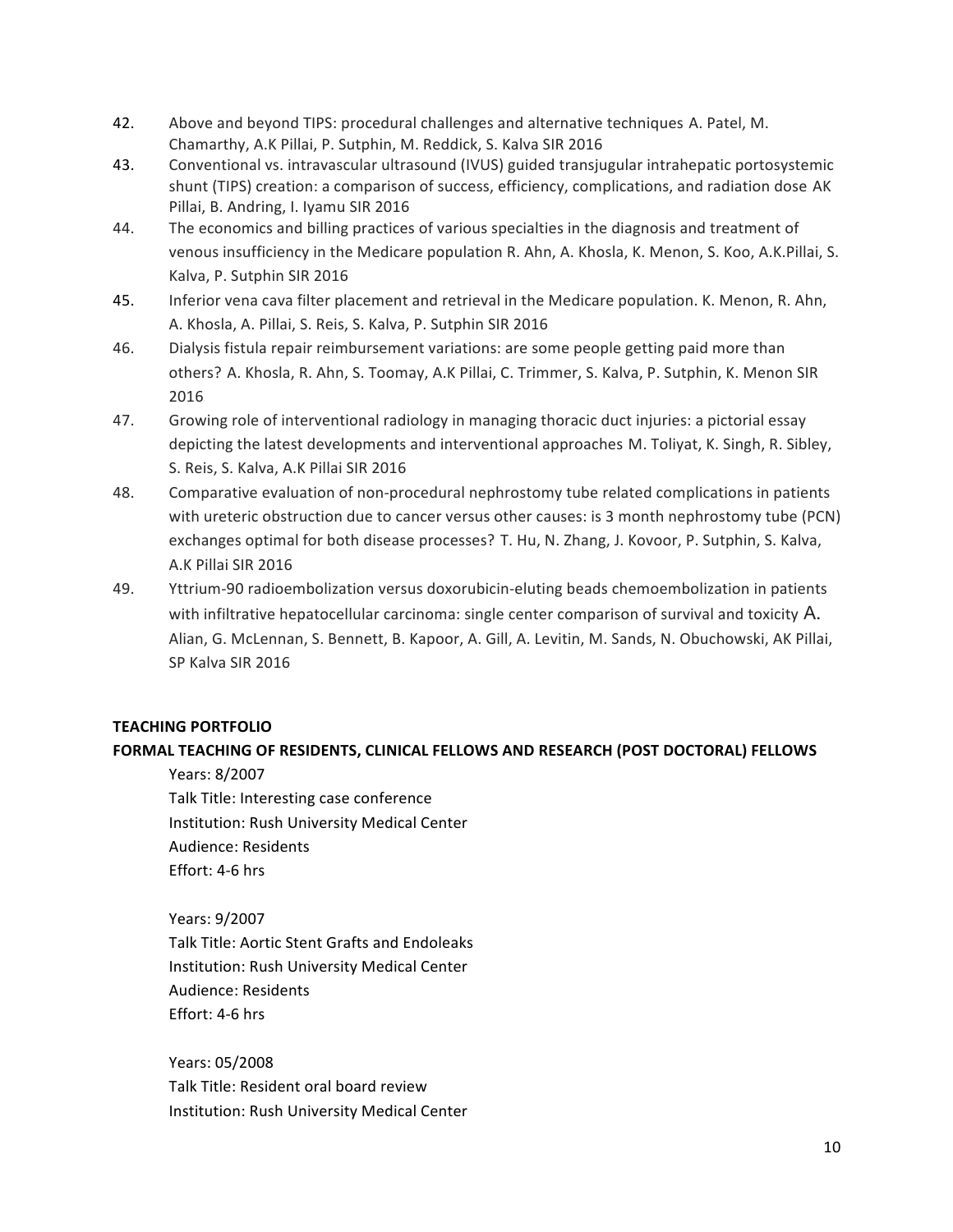42. Above and beyond TIPS: procedural challenges and alternative techniques A. Patel, M. Chamarthy, A.K Pillai, P. Sutphin, M. Reddick, S. Kalva SIR 2016
43. Conventional vs. intravascular ultrasound (IVUS) guided transjugular intrahepatic portosystemic shunt (TIPS) creation: a comparison of success, efficiency, complications, and radiation dose AK Pillai, B. Andring, I. Iyamu SIR 2016
44. The economics and billing practices of various specialties in the diagnosis and treatment of venous insufficiency in the Medicare population R. Ahn, A. Khosla, K. Menon, S. Koo, A.K.Pillai, S. Kalva, P. Sutphin SIR 2016
45. Inferior vena cava filter placement and retrieval in the Medicare population. K. Menon, R. Ahn, A. Khosla, A. Pillai, S. Reis, S. Kalva, P. Sutphin SIR 2016
46. Dialysis fistula repair reimbursement variations: are some people getting paid more than others? A. Khosla, R. Ahn, S. Toomay, A.K Pillai, C. Trimmer, S. Kalva, P. Sutphin, K. Menon SIR 2016
47. Growing role of interventional radiology in managing thoracic duct injuries: a pictorial essay depicting the latest developments and interventional approaches M. Toliyat, K. Singh, R. Sibley, S. Reis, S. Kalva, A.K Pillai SIR 2016
48. Comparative evaluation of non-procedural nephrostomy tube related complications in patients with ureteric obstruction due to cancer versus other causes: is 3 month nephrostomy tube (PCN) exchanges optimal for both disease processes? T. Hu, N. Zhang, J. Kovoor, P. Sutphin, S. Kalva, A.K Pillai SIR 2016
49. Yttrium-90 radioembolization versus doxorubicin-eluting beads chemoembolization in patients with infiltrative hepatocellular carcinoma: single center comparison of survival and toxicity A. Alian, G. McLennan, S. Bennett, B. Kapoor, A. Gill, A. Levitin, M. Sands, N. Obuchowski, AK Pillai, SP Kalva SIR 2016

**TEACHING PORTFOLIO**

**FORMAL TEACHING OF RESIDENTS, CLINICAL FELLOWS AND RESEARCH (POST DOCTORAL) FELLOWS**

Years: 8/2007
Talk Title: Interesting case conference
Institution: Rush University Medical Center
Audience: Residents
Effort: 4-6 hrs

Years: 9/2007
Talk Title: Aortic Stent Grafts and Endoleaks
Institution: Rush University Medical Center
Audience: Residents
Effort: 4-6 hrs

Years: 05/2008
Talk Title: Resident oral board review
Institution: Rush University Medical Center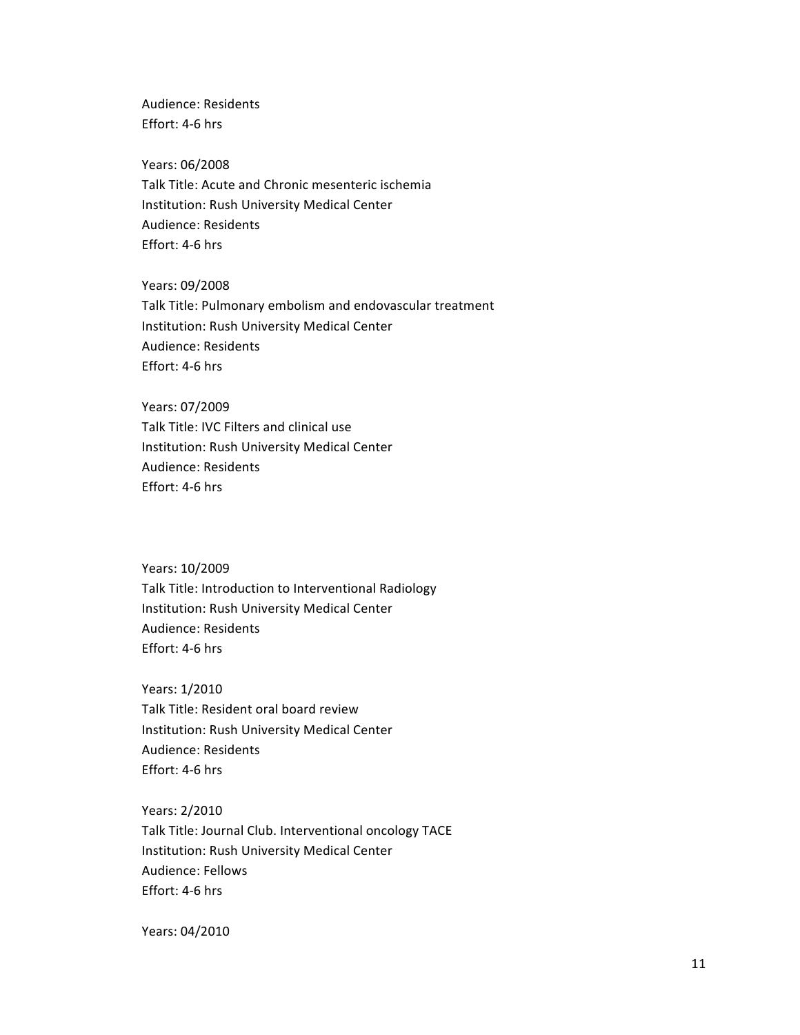Audience: Residents
Effort: 4-6 hrs

Years: 06/2008
Talk Title: Acute and Chronic mesenteric ischemia
Institution: Rush University Medical Center
Audience: Residents
Effort: 4-6 hrs

Years: 09/2008
Talk Title: Pulmonary embolism and endovascular treatment
Institution: Rush University Medical Center
Audience: Residents
Effort: 4-6 hrs

Years: 07/2009
Talk Title: IVC Filters and clinical use
Institution: Rush University Medical Center
Audience: Residents
Effort: 4-6 hrs

Years: 10/2009
Talk Title: Introduction to Interventional Radiology
Institution: Rush University Medical Center
Audience: Residents
Effort: 4-6 hrs

Years: 1/2010
Talk Title: Resident oral board review
Institution: Rush University Medical Center
Audience: Residents
Effort: 4-6 hrs

Years: 2/2010
Talk Title: Journal Club. Interventional oncology TACE
Institution: Rush University Medical Center
Audience: Fellows
Effort: 4-6 hrs

Years: 04/2010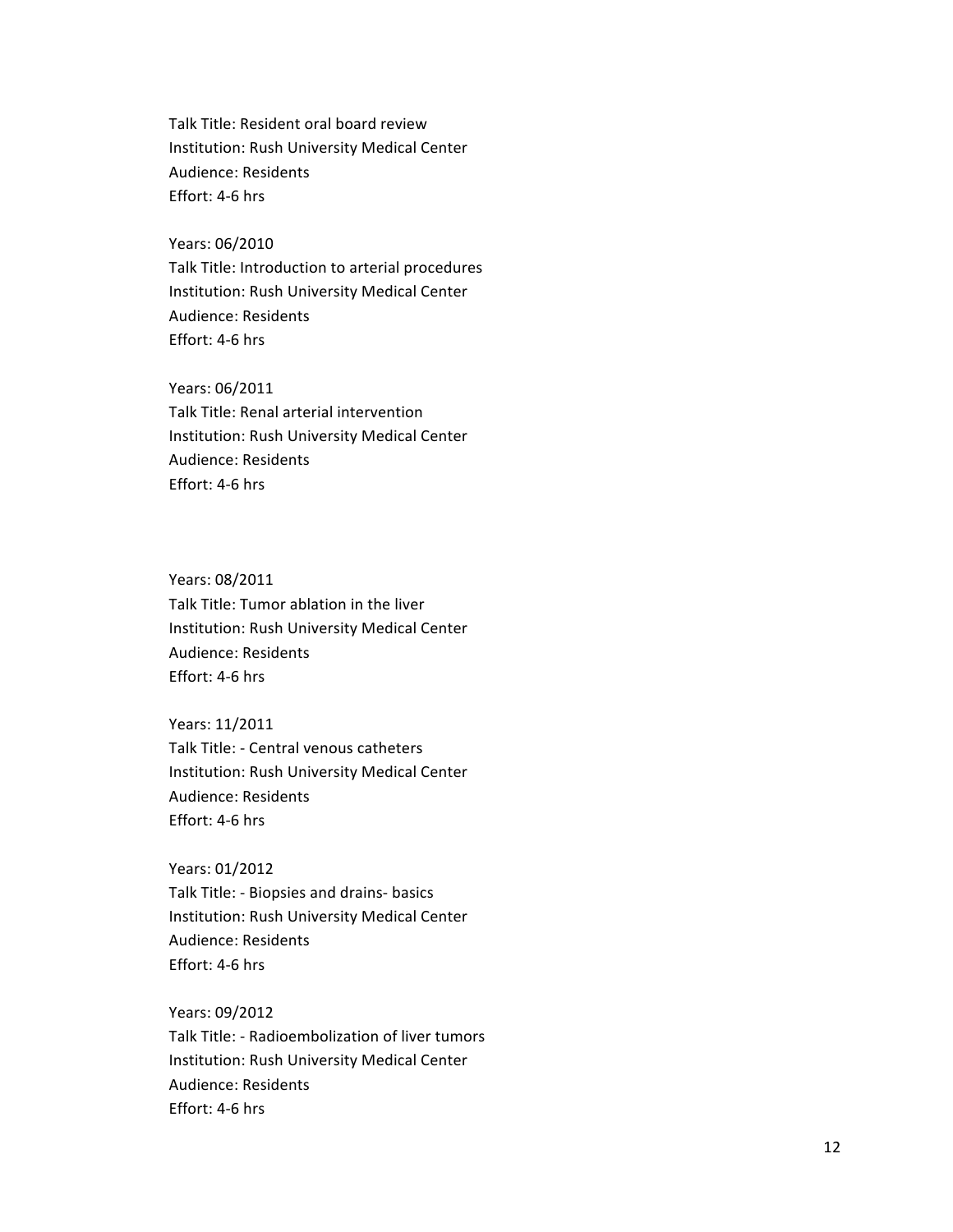Talk Title: Resident oral board review
Institution: Rush University Medical Center
Audience: Residents
Effort: 4-6 hrs

Years: 06/2010
Talk Title: Introduction to arterial procedures
Institution: Rush University Medical Center
Audience: Residents
Effort: 4-6 hrs

Years: 06/2011
Talk Title: Renal arterial intervention
Institution: Rush University Medical Center
Audience: Residents
Effort: 4-6 hrs

Years: 08/2011
Talk Title: Tumor ablation in the liver
Institution: Rush University Medical Center
Audience: Residents
Effort: 4-6 hrs

Years: 11/2011
Talk Title: - Central venous catheters
Institution: Rush University Medical Center
Audience: Residents
Effort: 4-6 hrs

Years: 01/2012
Talk Title: - Biopsies and drains- basics
Institution: Rush University Medical Center
Audience: Residents
Effort: 4-6 hrs

Years: 09/2012
Talk Title: - Radioembolization of liver tumors
Institution: Rush University Medical Center
Audience: Residents
Effort: 4-6 hrs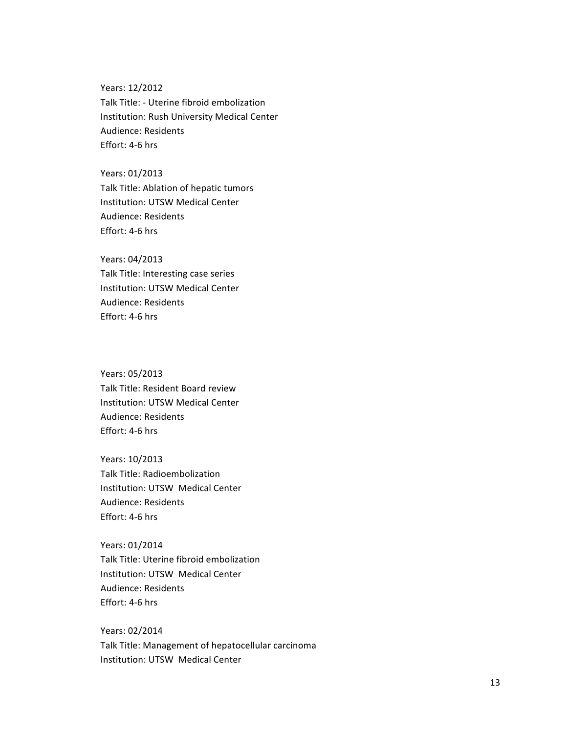Years: 12/2012
Talk Title: - Uterine fibroid embolization
Institution: Rush University Medical Center
Audience: Residents
Effort: 4-6 hrs

Years: 01/2013
Talk Title: Ablation of hepatic tumors
Institution: UTSW Medical Center
Audience: Residents
Effort: 4-6 hrs

Years: 04/2013
Talk Title: Interesting case series
Institution: UTSW Medical Center
Audience: Residents
Effort: 4-6 hrs

Years: 05/2013
Talk Title: Resident Board review
Institution: UTSW Medical Center
Audience: Residents
Effort: 4-6 hrs

Years: 10/2013
Talk Title: Radioembolization
Institution: UTSW Medical Center
Audience: Residents
Effort: 4-6 hrs

Years: 01/2014
Talk Title: Uterine fibroid embolization
Institution: UTSW Medical Center
Audience: Residents
Effort: 4-6 hrs

Years: 02/2014
Talk Title: Management of hepatocellular carcinoma
Institution: UTSW Medical Center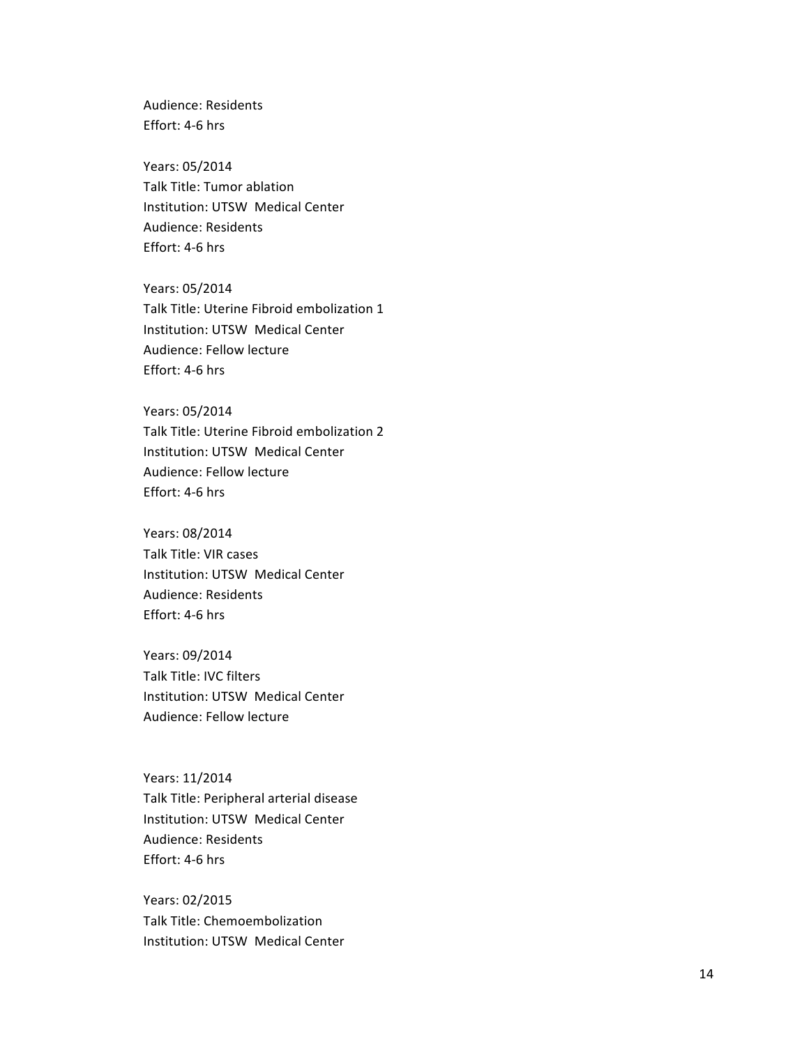Audience: Residents
Effort: 4-6 hrs

Years: 05/2014
Talk Title: Tumor ablation
Institution: UTSW Medical Center
Audience: Residents
Effort: 4-6 hrs

Years: 05/2014
Talk Title: Uterine Fibroid embolization 1
Institution: UTSW Medical Center
Audience: Fellow lecture
Effort: 4-6 hrs

Years: 05/2014
Talk Title: Uterine Fibroid embolization 2
Institution: UTSW Medical Center
Audience: Fellow lecture
Effort: 4-6 hrs

Years: 08/2014
Talk Title: VIR cases
Institution: UTSW Medical Center
Audience: Residents
Effort: 4-6 hrs

Years: 09/2014
Talk Title: IVC filters
Institution: UTSW Medical Center
Audience: Fellow lecture

Years: 11/2014
Talk Title: Peripheral arterial disease
Institution: UTSW Medical Center
Audience: Residents
Effort: 4-6 hrs

Years: 02/2015
Talk Title: Chemoembolization
Institution: UTSW Medical Center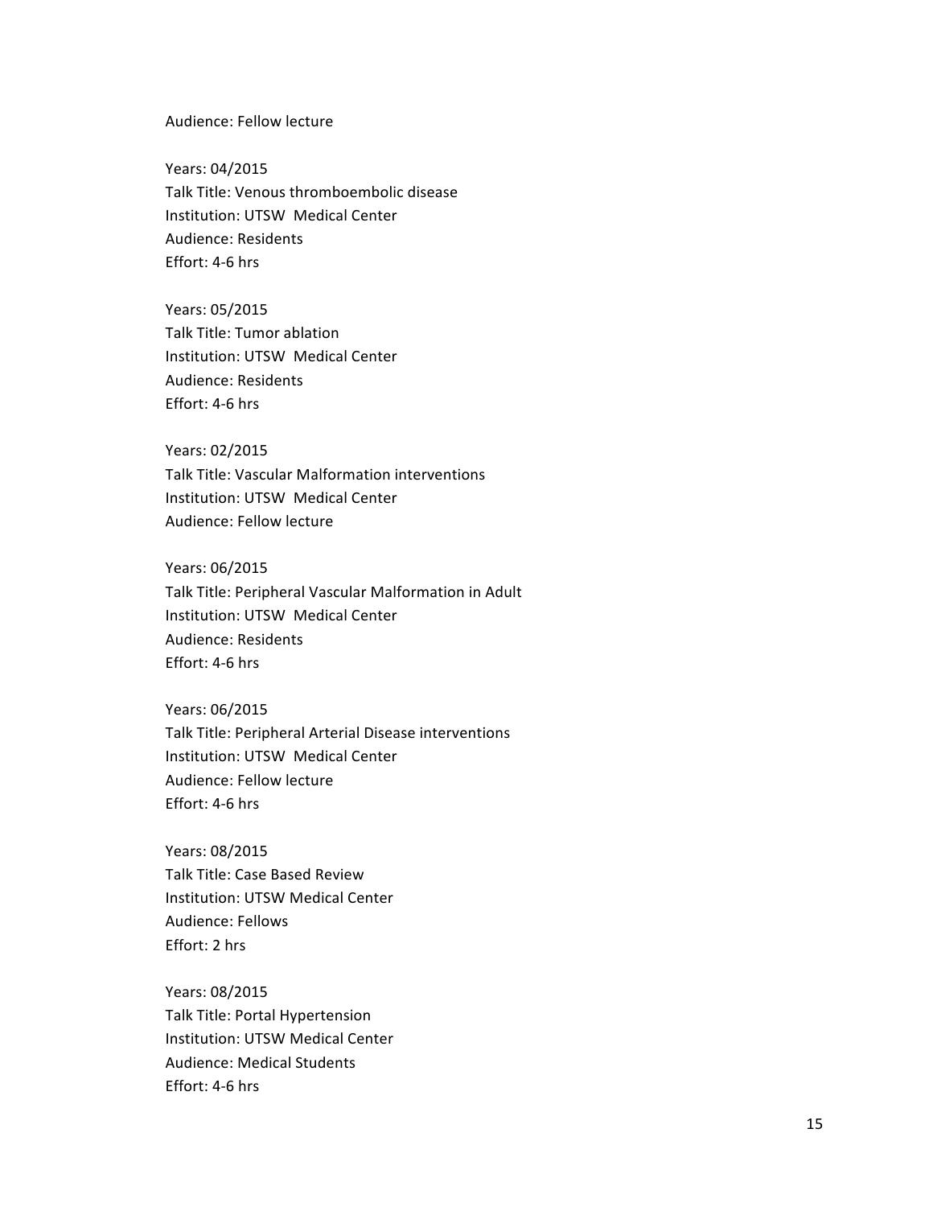Audience: Fellow lecture

Years: 04/2015
Talk Title: Venous thromboembolic disease
Institution: UTSW  Medical Center
Audience: Residents
Effort: 4-6 hrs

Years: 05/2015
Talk Title: Tumor ablation
Institution: UTSW  Medical Center
Audience: Residents
Effort: 4-6 hrs

Years: 02/2015
Talk Title: Vascular Malformation interventions
Institution: UTSW  Medical Center
Audience: Fellow lecture

Years: 06/2015
Talk Title: Peripheral Vascular Malformation in Adult
Institution: UTSW  Medical Center
Audience: Residents
Effort: 4-6 hrs

Years: 06/2015
Talk Title: Peripheral Arterial Disease interventions
Institution: UTSW  Medical Center
Audience: Fellow lecture
Effort: 4-6 hrs

Years: 08/2015
Talk Title: Case Based Review
Institution: UTSW Medical Center
Audience: Fellows
Effort: 2 hrs

Years: 08/2015
Talk Title: Portal Hypertension
Institution: UTSW Medical Center
Audience: Medical Students
Effort: 4-6 hrs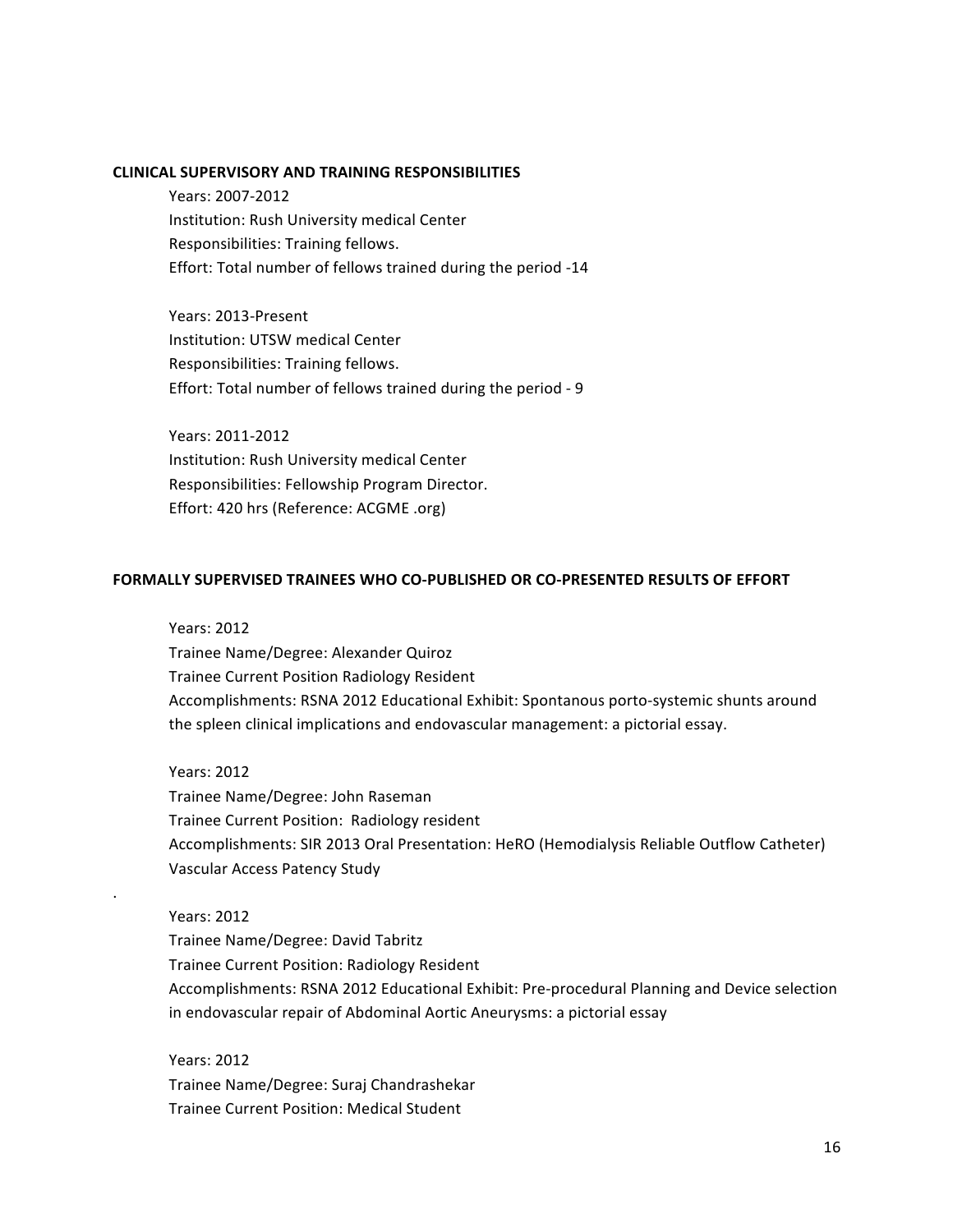## CLINICAL SUPERVISORY AND TRAINING RESPONSIBILITIES

Years: 2007-2012
Institution: Rush University medical Center
Responsibilities: Training fellows.
Effort: Total number of fellows trained during the period -14

Years: 2013-Present
Institution: UTSW medical Center
Responsibilities: Training fellows.
Effort: Total number of fellows trained during the period - 9

Years: 2011-2012
Institution: Rush University medical Center
Responsibilities: Fellowship Program Director.
Effort: 420 hrs (Reference: ACGME .org)

## FORMALLY SUPERVISED TRAINEES WHO CO-PUBLISHED OR CO-PRESENTED RESULTS OF EFFORT

Years: 2012
Trainee Name/Degree: Alexander Quiroz
Trainee Current Position Radiology Resident
Accomplishments: RSNA 2012 Educational Exhibit: Spontanous porto-systemic shunts around the spleen clinical implications and endovascular management: a pictorial essay.

Years: 2012
Trainee Name/Degree: John Raseman
Trainee Current Position: Radiology resident
Accomplishments: SIR 2013 Oral Presentation: HeRO (Hemodialysis Reliable Outflow Catheter) Vascular Access Patency Study

.

Years: 2012
Trainee Name/Degree: David Tabritz
Trainee Current Position: Radiology Resident
Accomplishments: RSNA 2012 Educational Exhibit: Pre-procedural Planning and Device selection in endovascular repair of Abdominal Aortic Aneurysms: a pictorial essay

Years: 2012
Trainee Name/Degree: Suraj Chandrashekar
Trainee Current Position: Medical Student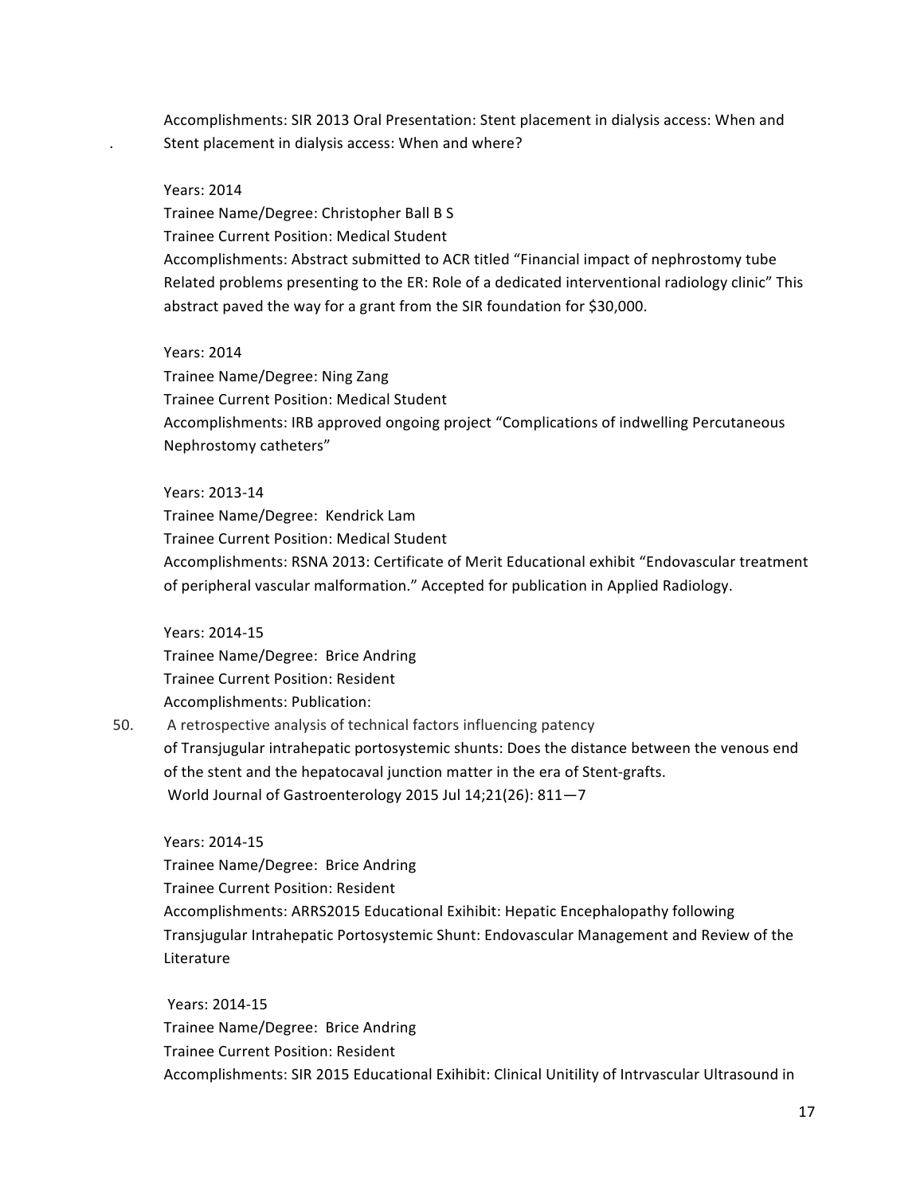Accomplishments: SIR 2013 Oral Presentation: Stent placement in dialysis access: When and
. Stent placement in dialysis access: When and where?

Years: 2014
Trainee Name/Degree: Christopher Ball B S
Trainee Current Position: Medical Student
Accomplishments: Abstract submitted to ACR titled "Financial impact of nephrostomy tube Related problems presenting to the ER: Role of a dedicated interventional radiology clinic" This abstract paved the way for a grant from the SIR foundation for $30,000.

Years: 2014
Trainee Name/Degree: Ning Zang
Trainee Current Position: Medical Student
Accomplishments: IRB approved ongoing project "Complications of indwelling Percutaneous Nephrostomy catheters"

Years: 2013-14
Trainee Name/Degree: Kendrick Lam
Trainee Current Position: Medical Student
Accomplishments: RSNA 2013: Certificate of Merit Educational exhibit "Endovascular treatment of peripheral vascular malformation." Accepted for publication in Applied Radiology.

Years: 2014-15
Trainee Name/Degree: Brice Andring
Trainee Current Position: Resident
Accomplishments: Publication:

50. A retrospective analysis of technical factors influencing patency of Transjugular intrahepatic portosystemic shunts: Does the distance between the venous end of the stent and the hepatocaval junction matter in the era of Stent-grafts. World Journal of Gastroenterology 2015 Jul 14;21(26): 811—7

Years: 2014-15
Trainee Name/Degree: Brice Andring
Trainee Current Position: Resident
Accomplishments: ARRS2015 Educational Exihibit: Hepatic Encephalopathy following Transjugular Intrahepatic Portosystemic Shunt: Endovascular Management and Review of the Literature

Years: 2014-15
Trainee Name/Degree: Brice Andring
Trainee Current Position: Resident
Accomplishments: SIR 2015 Educational Exihibit: Clinical Unitility of Intrvascular Ultrasound in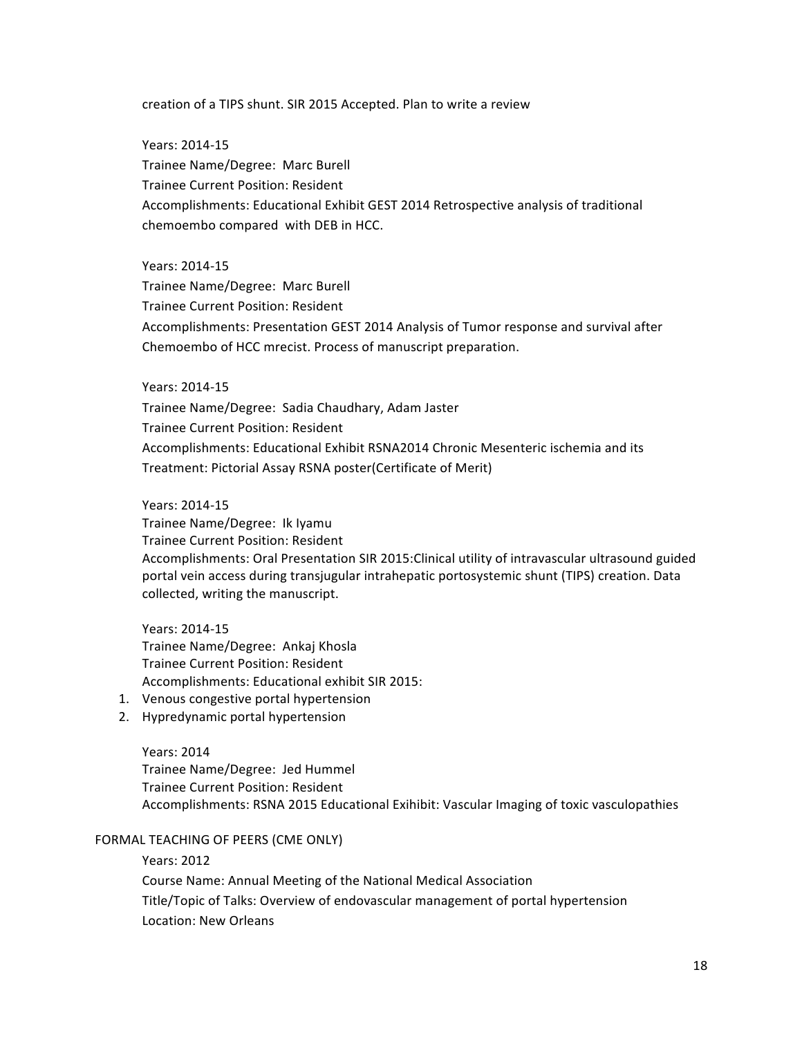creation of a TIPS shunt. SIR 2015 Accepted. Plan to write a review

Years: 2014-15
Trainee Name/Degree: Marc Burell
Trainee Current Position: Resident
Accomplishments: Educational Exhibit GEST 2014 Retrospective analysis of traditional chemoembo compared with DEB in HCC.

Years: 2014-15
Trainee Name/Degree: Marc Burell
Trainee Current Position: Resident
Accomplishments: Presentation GEST 2014 Analysis of Tumor response and survival after Chemoembo of HCC mrecist. Process of manuscript preparation.

Years: 2014-15
Trainee Name/Degree: Sadia Chaudhary, Adam Jaster
Trainee Current Position: Resident
Accomplishments: Educational Exhibit RSNA2014 Chronic Mesenteric ischemia and its Treatment: Pictorial Assay RSNA poster(Certificate of Merit)

Years: 2014-15
Trainee Name/Degree: Ik Iyamu
Trainee Current Position: Resident
Accomplishments: Oral Presentation SIR 2015:Clinical utility of intravascular ultrasound guided portal vein access during transjugular intrahepatic portosystemic shunt (TIPS) creation. Data collected, writing the manuscript.

Years: 2014-15
Trainee Name/Degree: Ankaj Khosla
Trainee Current Position: Resident
Accomplishments: Educational exhibit SIR 2015:

1. Venous congestive portal hypertension
2. Hypredynamic portal hypertension

Years: 2014
Trainee Name/Degree: Jed Hummel
Trainee Current Position: Resident
Accomplishments: RSNA 2015 Educational Exihibit: Vascular Imaging of toxic vasculopathies

FORMAL TEACHING OF PEERS (CME ONLY)

Years: 2012
Course Name: Annual Meeting of the National Medical Association
Title/Topic of Talks: Overview of endovascular management of portal hypertension
Location: New Orleans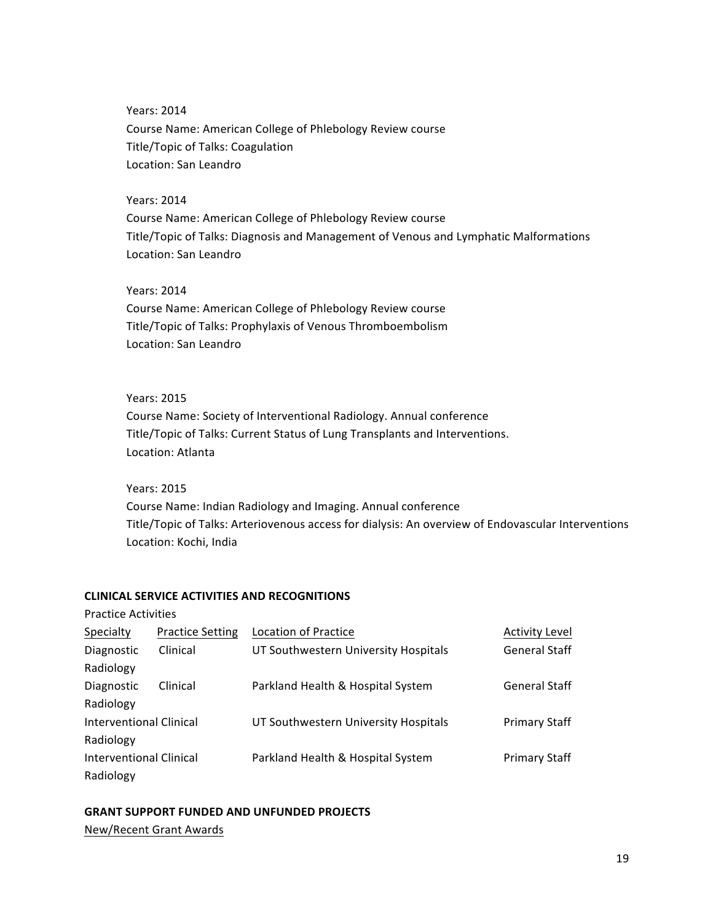Years: 2014
Course Name: American College of Phlebology Review course
Title/Topic of Talks: Coagulation
Location: San Leandro

Years: 2014
Course Name: American College of Phlebology Review course
Title/Topic of Talks: Diagnosis and Management of Venous and Lymphatic Malformations
Location: San Leandro

Years: 2014
Course Name: American College of Phlebology Review course
Title/Topic of Talks: Prophylaxis of Venous Thromboembolism
Location: San Leandro

Years: 2015
Course Name: Society of Interventional Radiology. Annual conference
Title/Topic of Talks: Current Status of Lung Transplants and Interventions.
Location: Atlanta

Years: 2015
Course Name: Indian Radiology and Imaging. Annual conference
Title/Topic of Talks: Arteriovenous access for dialysis: An overview of Endovascular Interventions
Location: Kochi, India

**CLINICAL SERVICE ACTIVITIES AND RECOGNITIONS**

Practice Activities

| Specialty | Practice Setting | Location of Practice | Activity Level |
|---|---|---|---|
| Diagnostic Radiology | Clinical | UT Southwestern University Hospitals | General Staff |
| Diagnostic Radiology | Clinical | Parkland Health & Hospital System | General Staff |
| Interventional Radiology | Clinical | UT Southwestern University Hospitals | Primary Staff |
| Interventional Radiology | Clinical | Parkland Health & Hospital System | Primary Staff |

**GRANT SUPPORT FUNDED AND UNFUNDED PROJECTS**

New/Recent Grant Awards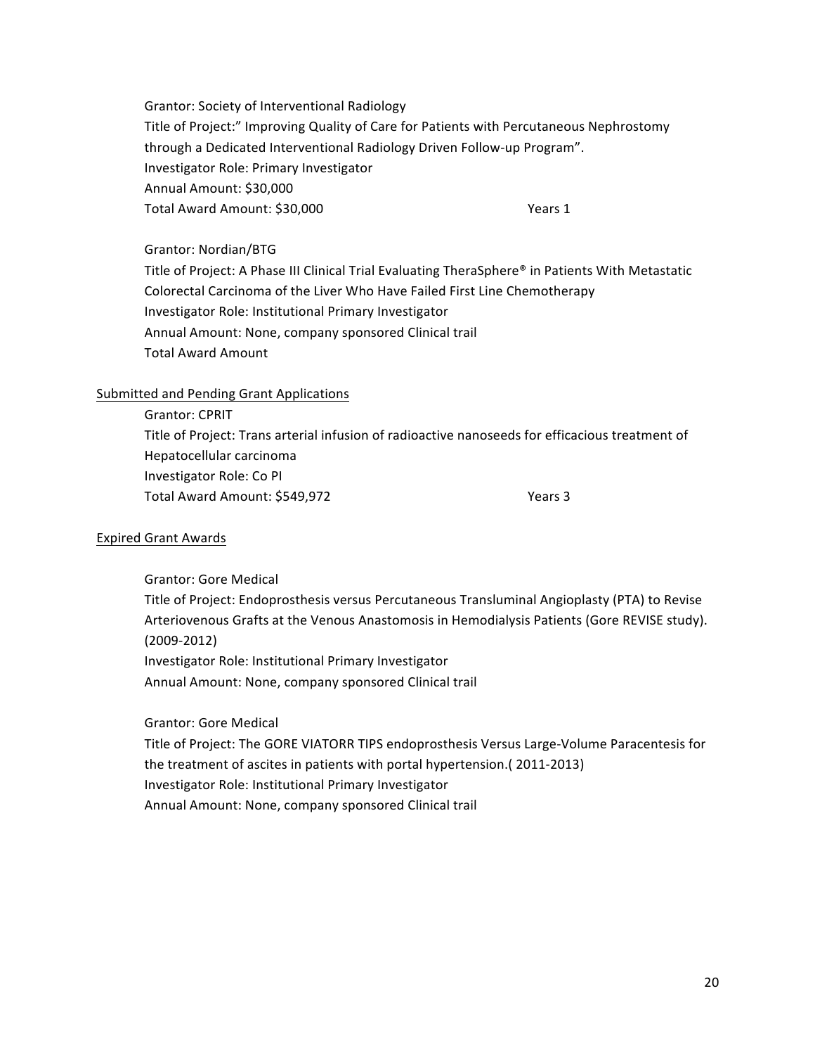Grantor: Society of Interventional Radiology
Title of Project:" Improving Quality of Care for Patients with Percutaneous Nephrostomy through a Dedicated Interventional Radiology Driven Follow-up Program".
Investigator Role: Primary Investigator
Annual Amount: $30,000
Total Award Amount: $30,000 Years 1

Grantor: Nordian/BTG
Title of Project: A Phase III Clinical Trial Evaluating TheraSphere® in Patients With Metastatic Colorectal Carcinoma of the Liver Who Have Failed First Line Chemotherapy
Investigator Role: Institutional Primary Investigator
Annual Amount: None, company sponsored Clinical trail
Total Award Amount

<u>Submitted and Pending Grant Applications</u>

Grantor: CPRIT
Title of Project: Trans arterial infusion of radioactive nanoseeds for efficacious treatment of Hepatocellular carcinoma
Investigator Role: Co PI
Total Award Amount: $549,972 Years 3

<u>Expired Grant Awards</u>

Grantor: Gore Medical
Title of Project: Endoprosthesis versus Percutaneous Transluminal Angioplasty (PTA) to Revise Arteriovenous Grafts at the Venous Anastomosis in Hemodialysis Patients (Gore REVISE study). (2009-2012)
Investigator Role: Institutional Primary Investigator
Annual Amount: None, company sponsored Clinical trail

Grantor: Gore Medical
Title of Project: The GORE VIATORR TIPS endoprosthesis Versus Large-Volume Paracentesis for the treatment of ascites in patients with portal hypertension.( 2011-2013)
Investigator Role: Institutional Primary Investigator
Annual Amount: None, company sponsored Clinical trail